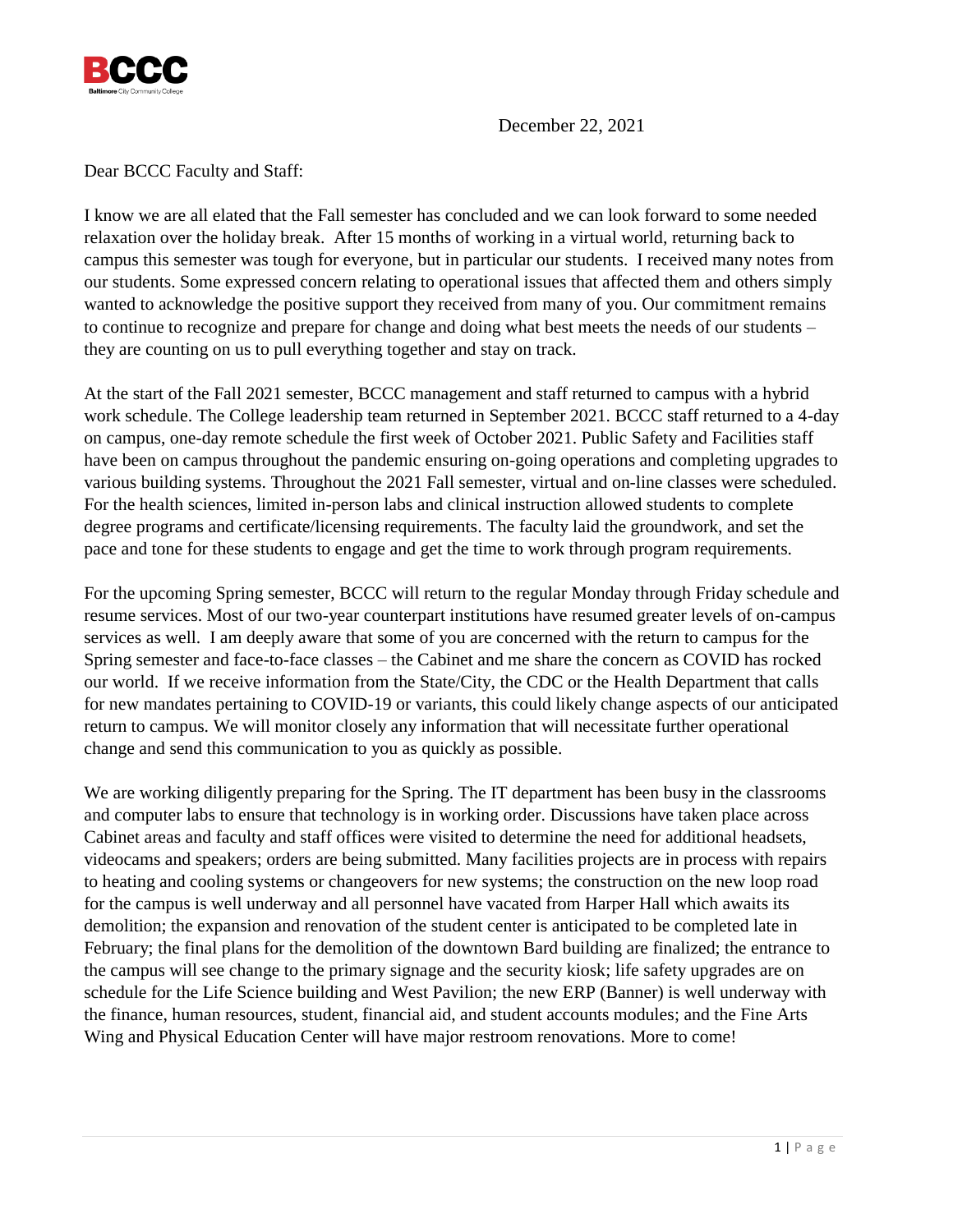December 22, 2021

Dear BCCC Faculty and Staff:

I know we are all elated that the Fall semester has concluded and we can look forward to some needed relaxation over the holiday break. After 15 months of working in a virtual world, returning back to campus this semester was tough for everyone, but in particular our students. I received many notes from our students. Some expressed concern relating to operational issues that affected them and others simply wanted to acknowledge the positive support they received from many of you. Our commitment remains to continue to recognize and prepare for change and doing what best meets the needs of our students – they are counting on us to pull everything together and stay on track.

At the start of the Fall 2021 semester, BCCC management and staff returned to campus with a hybrid work schedule. The College leadership team returned in September 2021. BCCC staff returned to a 4-day on campus, one-day remote schedule the first week of October 2021. Public Safety and Facilities staff have been on campus throughout the pandemic ensuring on-going operations and completing upgrades to various building systems. Throughout the 2021 Fall semester, virtual and on-line classes were scheduled. For the health sciences, limited in-person labs and clinical instruction allowed students to complete degree programs and certificate/licensing requirements. The faculty laid the groundwork, and set the pace and tone for these students to engage and get the time to work through program requirements.

For the upcoming Spring semester, BCCC will return to the regular Monday through Friday schedule and resume services. Most of our two-year counterpart institutions have resumed greater levels of on-campus services as well. I am deeply aware that some of you are concerned with the return to campus for the Spring semester and face-to-face classes – the Cabinet and me share the concern as COVID has rocked our world. If we receive information from the State/City, the CDC or the Health Department that calls for new mandates pertaining to COVID-19 or variants, this could likely change aspects of our anticipated return to campus. We will monitor closely any information that will necessitate further operational change and send this communication to you as quickly as possible.

We are working diligently preparing for the Spring. The IT department has been busy in the classrooms and computer labs to ensure that technology is in working order. Discussions have taken place across Cabinet areas and faculty and staff offices were visited to determine the need for additional headsets, videocams and speakers; orders are being submitted. Many facilities projects are in process with repairs to heating and cooling systems or changeovers for new systems; the construction on the new loop road for the campus is well underway and all personnel have vacated from Harper Hall which awaits its demolition; the expansion and renovation of the student center is anticipated to be completed late in February; the final plans for the demolition of the downtown Bard building are finalized; the entrance to the campus will see change to the primary signage and the security kiosk; life safety upgrades are on schedule for the Life Science building and West Pavilion; the new ERP (Banner) is well underway with the finance, human resources, student, financial aid, and student accounts modules; and the Fine Arts Wing and Physical Education Center will have major restroom renovations. More to come!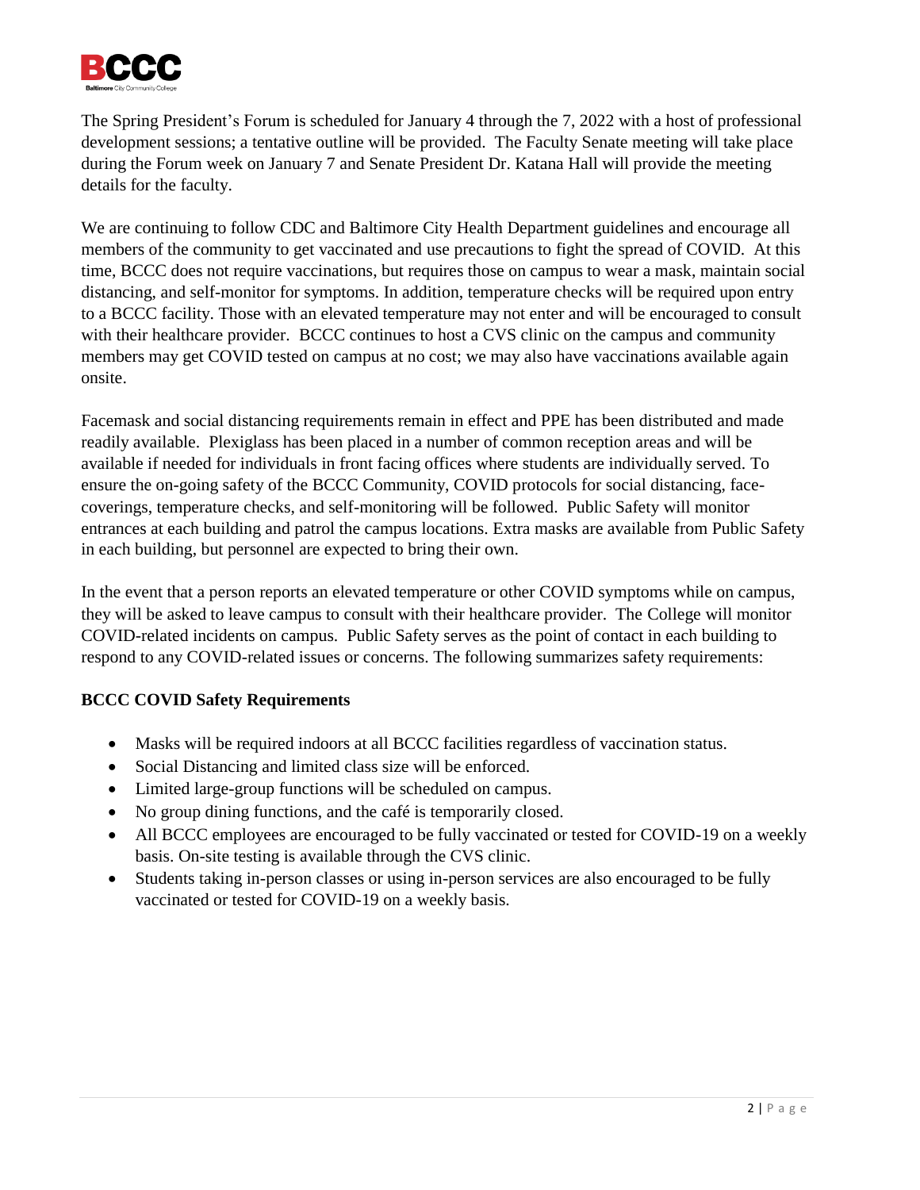The Spring President's Forum is scheduled for January 4 through the 7, 2022 with a host of professional development sessions; a tentative outline will be provided. The Faculty Senate meeting will take place during the Forum week on January 7 and Senate President Dr. Katana Hall will provide the meeting details for the faculty.

We are continuing to follow CDC and Baltimore City Health Department guidelines and encourage all members of the community to get vaccinated and use precautions to fight the spread of COVID. At this time, BCCC does not require vaccinations, but requires those on campus to wear a mask, maintain social distancing, and self-monitor for symptoms. In addition, temperature checks will be required upon entry to a BCCC facility. Those with an elevated temperature may not enter and will be encouraged to consult with their healthcare provider. BCCC continues to host a CVS clinic on the campus and community members may get COVID tested on campus at no cost; we may also have vaccinations available again onsite.

Facemask and social distancing requirements remain in effect and PPE has been distributed and made readily available. Plexiglass has been placed in a number of common reception areas and will be available if needed for individuals in front facing offices where students are individually served. To ensure the on-going safety of the BCCC Community, COVID protocols for social distancing, face-coverings, temperature checks, and self-monitoring will be followed. Public Safety will monitor entrances at each building and patrol the campus locations. Extra masks are available from Public Safety in each building, but personnel are expected to bring their own.

In the event that a person reports an elevated temperature or other COVID symptoms while on campus, they will be asked to leave campus to consult with their healthcare provider. The College will monitor COVID-related incidents on campus. Public Safety serves as the point of contact in each building to respond to any COVID-related issues or concerns. The following summarizes safety requirements:

**BCCC COVID Safety Requirements**

- Masks will be required indoors at all BCCC facilities regardless of vaccination status.
- Social Distancing and limited class size will be enforced.
- Limited large-group functions will be scheduled on campus.
- No group dining functions, and the café is temporarily closed.
- All BCCC employees are encouraged to be fully vaccinated or tested for COVID-19 on a weekly basis. On-site testing is available through the CVS clinic.
- Students taking in-person classes or using in-person services are also encouraged to be fully vaccinated or tested for COVID-19 on a weekly basis.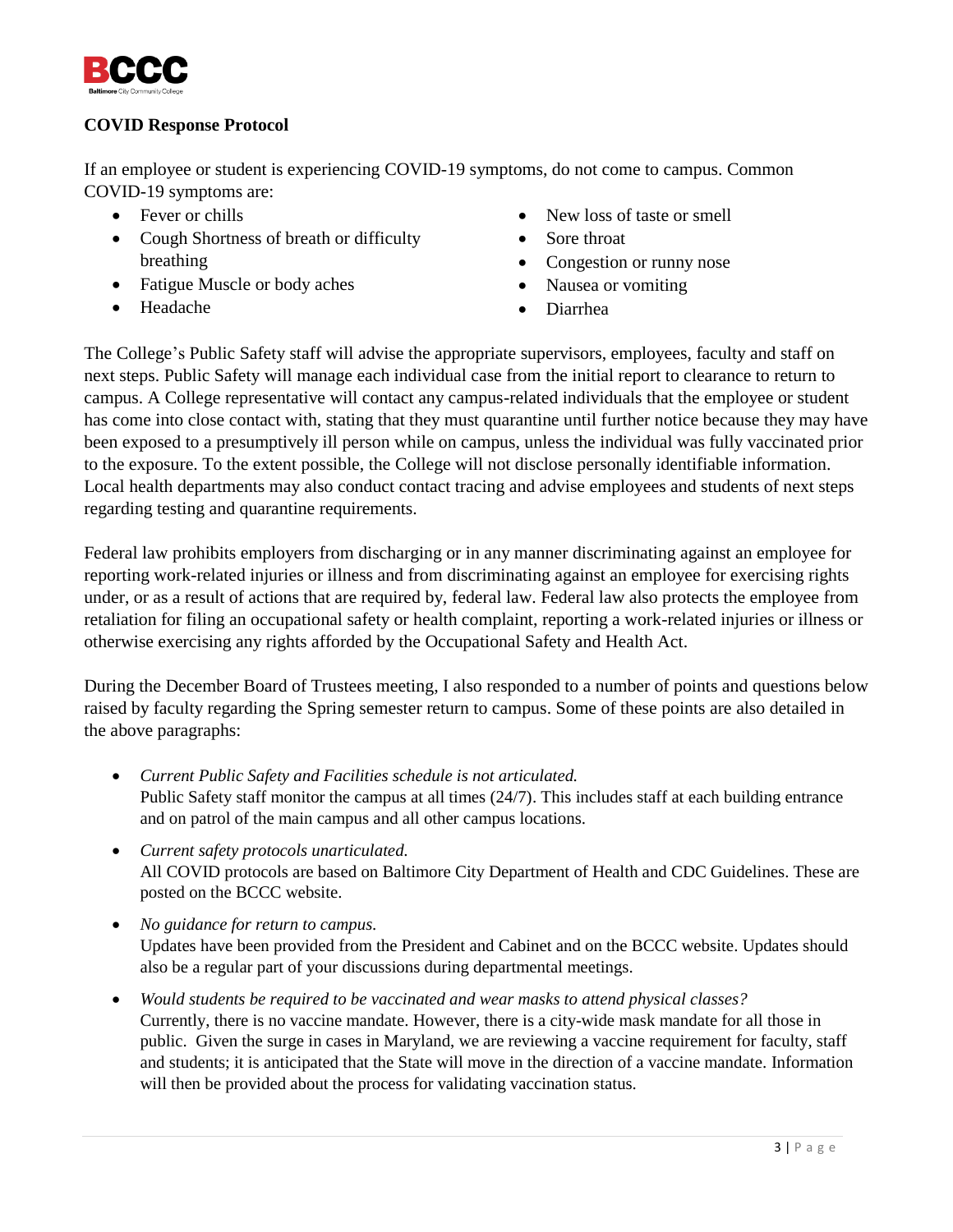**COVID Response Protocol**

If an employee or student is experiencing COVID-19 symptoms, do not come to campus. Common COVID-19 symptoms are:

- Fever or chills
- Cough Shortness of breath or difficulty breathing
- Fatigue Muscle or body aches
- Headache
- New loss of taste or smell
- Sore throat
- Congestion or runny nose
- Nausea or vomiting
- Diarrhea

The College's Public Safety staff will advise the appropriate supervisors, employees, faculty and staff on next steps. Public Safety will manage each individual case from the initial report to clearance to return to campus. A College representative will contact any campus-related individuals that the employee or student has come into close contact with, stating that they must quarantine until further notice because they may have been exposed to a presumptively ill person while on campus, unless the individual was fully vaccinated prior to the exposure. To the extent possible, the College will not disclose personally identifiable information. Local health departments may also conduct contact tracing and advise employees and students of next steps regarding testing and quarantine requirements.

Federal law prohibits employers from discharging or in any manner discriminating against an employee for reporting work-related injuries or illness and from discriminating against an employee for exercising rights under, or as a result of actions that are required by, federal law. Federal law also protects the employee from retaliation for filing an occupational safety or health complaint, reporting a work-related injuries or illness or otherwise exercising any rights afforded by the Occupational Safety and Health Act.

During the December Board of Trustees meeting, I also responded to a number of points and questions below raised by faculty regarding the Spring semester return to campus. Some of these points are also detailed in the above paragraphs:

- *Current Public Safety and Facilities schedule is not articulated.*
  Public Safety staff monitor the campus at all times (24/7). This includes staff at each building entrance and on patrol of the main campus and all other campus locations.
- *Current safety protocols unarticulated.*
  All COVID protocols are based on Baltimore City Department of Health and CDC Guidelines. These are posted on the BCCC website.
- *No guidance for return to campus.*
  Updates have been provided from the President and Cabinet and on the BCCC website. Updates should also be a regular part of your discussions during departmental meetings.
- *Would students be required to be vaccinated and wear masks to attend physical classes?*
  Currently, there is no vaccine mandate. However, there is a city-wide mask mandate for all those in public. Given the surge in cases in Maryland, we are reviewing a vaccine requirement for faculty, staff and students; it is anticipated that the State will move in the direction of a vaccine mandate. Information will then be provided about the process for validating vaccination status.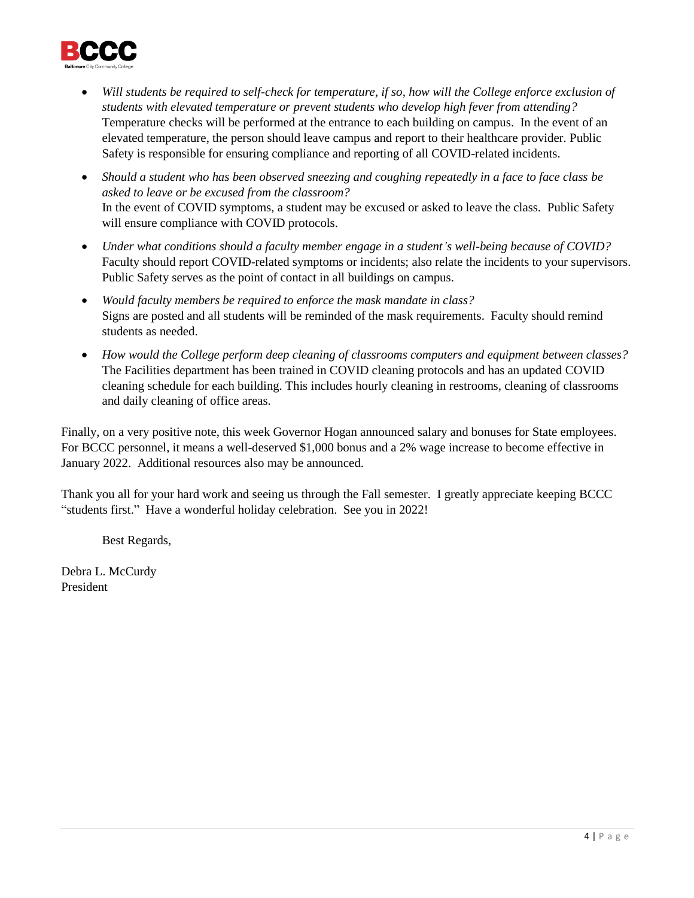- *Will students be required to self-check for temperature, if so, how will the College enforce exclusion of students with elevated temperature or prevent students who develop high fever from attending?*
  Temperature checks will be performed at the entrance to each building on campus. In the event of an elevated temperature, the person should leave campus and report to their healthcare provider. Public Safety is responsible for ensuring compliance and reporting of all COVID-related incidents.

- *Should a student who has been observed sneezing and coughing repeatedly in a face to face class be asked to leave or be excused from the classroom?*
  In the event of COVID symptoms, a student may be excused or asked to leave the class. Public Safety will ensure compliance with COVID protocols.

- *Under what conditions should a faculty member engage in a student's well-being because of COVID?*
  Faculty should report COVID-related symptoms or incidents; also relate the incidents to your supervisors. Public Safety serves as the point of contact in all buildings on campus.

- *Would faculty members be required to enforce the mask mandate in class?*
  Signs are posted and all students will be reminded of the mask requirements. Faculty should remind students as needed.

- *How would the College perform deep cleaning of classrooms computers and equipment between classes?*
  The Facilities department has been trained in COVID cleaning protocols and has an updated COVID cleaning schedule for each building. This includes hourly cleaning in restrooms, cleaning of classrooms and daily cleaning of office areas.

Finally, on a very positive note, this week Governor Hogan announced salary and bonuses for State employees. For BCCC personnel, it means a well-deserved $1,000 bonus and a 2% wage increase to become effective in January 2022. Additional resources also may be announced.

Thank you all for your hard work and seeing us through the Fall semester. I greatly appreciate keeping BCCC "students first." Have a wonderful holiday celebration. See you in 2022!

Best Regards,

Debra L. McCurdy
President